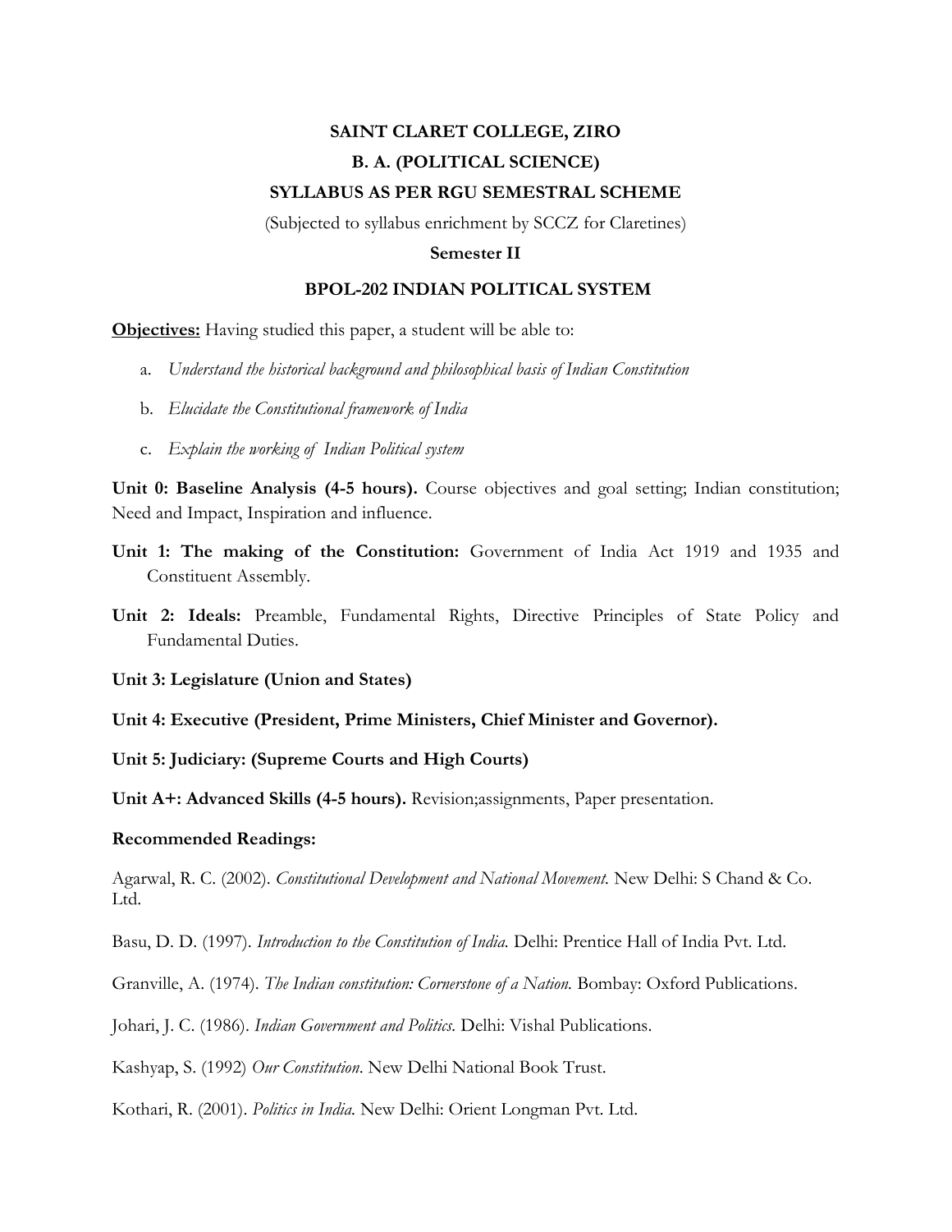**SAINT CLARET COLLEGE, ZIRO**

**B. A. (POLITICAL SCIENCE)**

**SYLLABUS AS PER RGU SEMESTRAL SCHEME**

(Subjected to syllabus enrichment by SCCZ for Claretines)

**Semester II**

**BPOL-202 INDIAN POLITICAL SYSTEM**

**Objectives:** Having studied this paper, a student will be able to:

a. *Understand the historical background and philosophical basis of Indian Constitution*

b. *Elucidate the Constitutional framework of India*

c. *Explain the working of Indian Political system*

**Unit 0: Baseline Analysis (4-5 hours).** Course objectives and goal setting; Indian constitution; Need and Impact, Inspiration and influence.

**Unit 1: The making of the Constitution:** Government of India Act 1919 and 1935 and Constituent Assembly.

**Unit 2: Ideals:** Preamble, Fundamental Rights, Directive Principles of State Policy and Fundamental Duties.

**Unit 3: Legislature (Union and States)**

**Unit 4: Executive (President, Prime Ministers, Chief Minister and Governor).**

**Unit 5: Judiciary: (Supreme Courts and High Courts)**

**Unit A+: Advanced Skills (4-5 hours).** Revision;assignments, Paper presentation.

**Recommended Readings:**

Agarwal, R. C. (2002). *Constitutional Development and National Movement.* New Delhi: S Chand & Co. Ltd.

Basu, D. D. (1997). *Introduction to the Constitution of India.* Delhi: Prentice Hall of India Pvt. Ltd.

Granville, A. (1974). *The Indian constitution: Cornerstone of a Nation.* Bombay: Oxford Publications.

Johari, J. C. (1986). *Indian Government and Politics.* Delhi: Vishal Publications.

Kashyap, S. (1992) *Our Constitution*. New Delhi National Book Trust.

Kothari, R. (2001). *Politics in India.* New Delhi: Orient Longman Pvt. Ltd.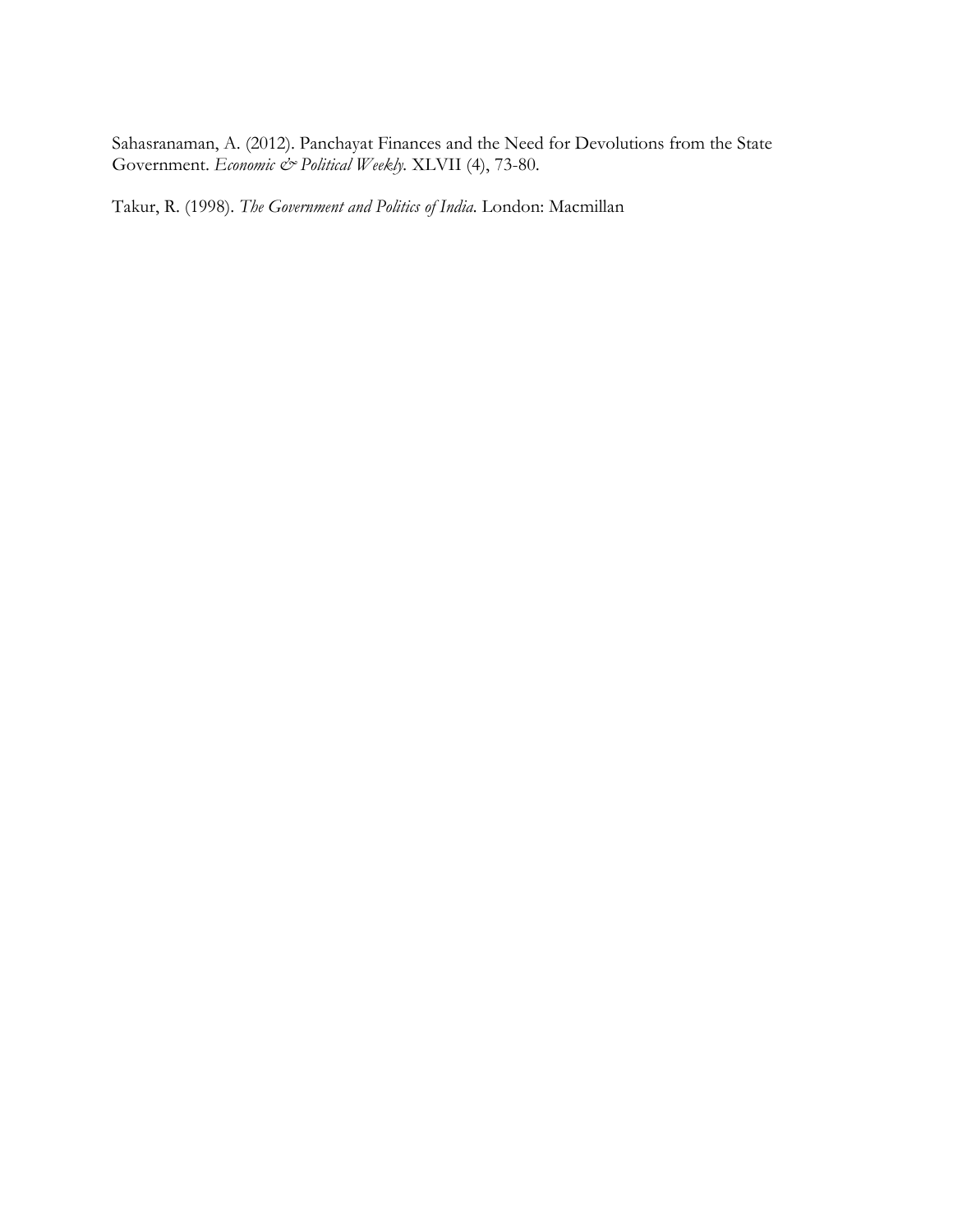Sahasranaman, A. (2012). Panchayat Finances and the Need for Devolutions from the State Government. *Economic & Political Weekly.* XLVII (4), 73-80.

Takur, R. (1998). *The Government and Politics of India.* London: Macmillan